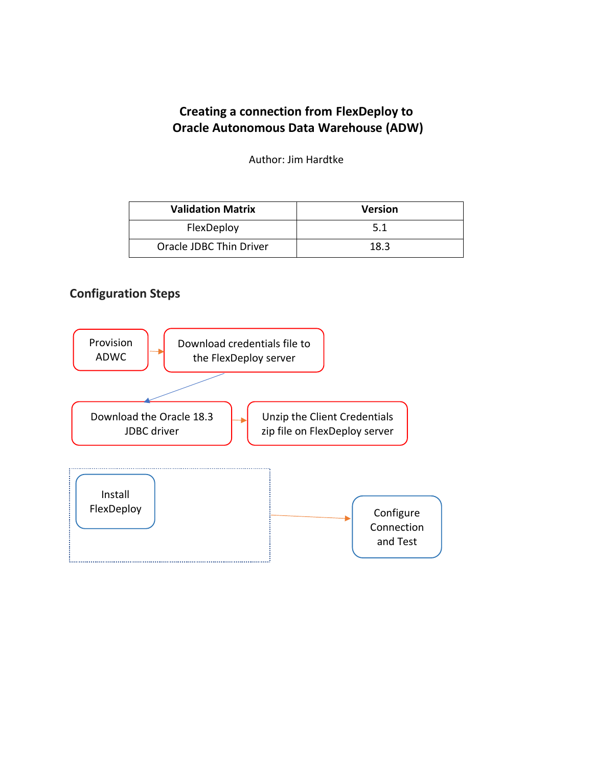# Creating a connection from FlexDeploy to Oracle Autonomous Data Warehouse (ADW)

Author: Jim Hardtke

| Validation Matrix | Version |
|---|---|
| FlexDeploy | 5.1 |
| Oracle JDBC Thin Driver | 18.3 |

## Configuration Steps

Provision ADWC

Download credentials file to the FlexDeploy server

Download the Oracle 18.3 JDBC driver

Unzip the Client Credentials zip file on FlexDeploy server

Install FlexDeploy

Configure Connection and Test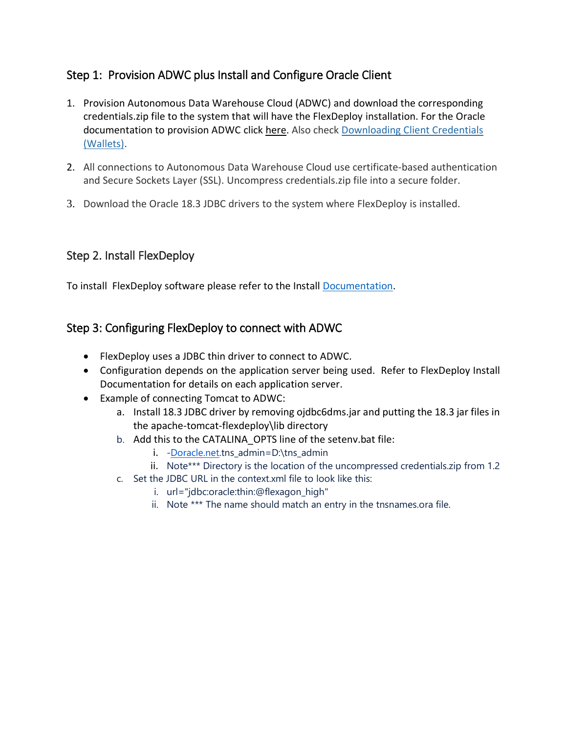## Step 1: Provision ADWC plus Install and Configure Oracle Client

1. Provision Autonomous Data Warehouse Cloud (ADWC) and download the corresponding credentials.zip file to the system that will have the FlexDeploy installation. For the Oracle documentation to provision ADWC click here. Also check Downloading Client Credentials (Wallets).

2. All connections to Autonomous Data Warehouse Cloud use certificate-based authentication and Secure Sockets Layer (SSL). Uncompress credentials.zip file into a secure folder.

3. Download the Oracle 18.3 JDBC drivers to the system where FlexDeploy is installed.

## Step 2. Install FlexDeploy

To install FlexDeploy software please refer to the Install Documentation.

## Step 3: Configuring FlexDeploy to connect with ADWC

- FlexDeploy uses a JDBC thin driver to connect to ADWC.
- Configuration depends on the application server being used. Refer to FlexDeploy Install Documentation for details on each application server.
- Example of connecting Tomcat to ADWC:
  a. Install 18.3 JDBC driver by removing ojdbc6dms.jar and putting the 18.3 jar files in the apache-tomcat-flexdeploy\lib directory
  b. Add this to the CATALINA_OPTS line of the setenv.bat file:
     i. -Doracle.net.tns_admin=D:\tns_admin
     ii. Note*** Directory is the location of the uncompressed credentials.zip from 1.2
  c. Set the JDBC URL in the context.xml file to look like this:
     i. url="jdbc:oracle:thin:@flexagon_high"
     ii. Note *** The name should match an entry in the tnsnames.ora file.